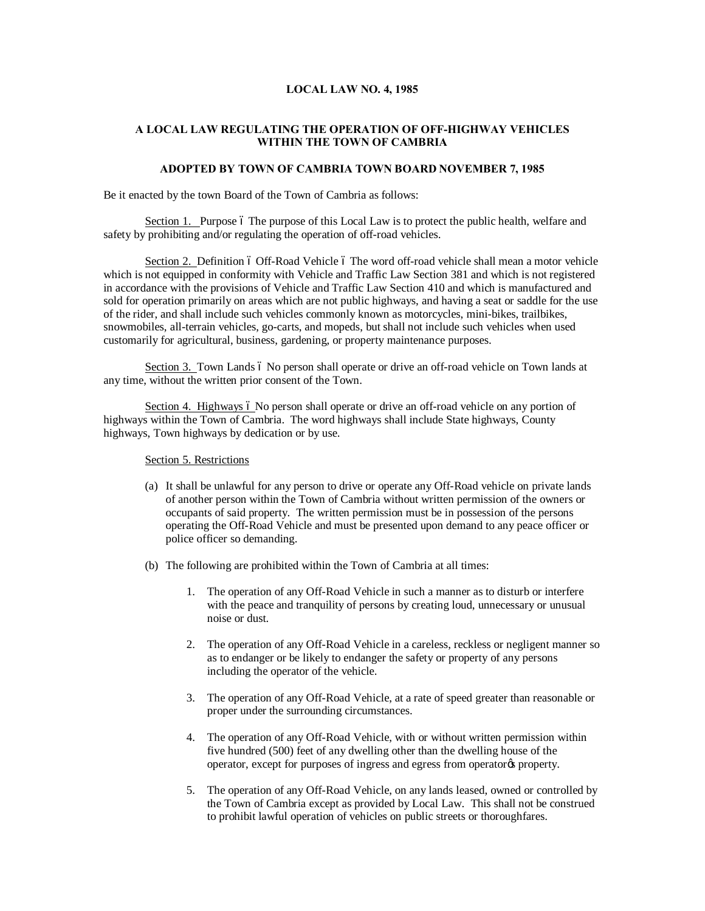**LOCAL LAW NO. 4, 1985**

**A LOCAL LAW REGULATING THE OPERATION OF OFF-HIGHWAY VEHICLES WITHIN THE TOWN OF CAMBRIA**

**ADOPTED BY TOWN OF CAMBRIA TOWN BOARD NOVEMBER 7, 1985**

Be it enacted by the town Board of the Town of Cambria as follows:

Section 1. Purpose – The purpose of this Local Law is to protect the public health, welfare and safety by prohibiting and/or regulating the operation of off-road vehicles.

Section 2. Definition – Off-Road Vehicle – The word off-road vehicle shall mean a motor vehicle which is not equipped in conformity with Vehicle and Traffic Law Section 381 and which is not registered in accordance with the provisions of Vehicle and Traffic Law Section 410 and which is manufactured and sold for operation primarily on areas which are not public highways, and having a seat or saddle for the use of the rider, and shall include such vehicles commonly known as motorcycles, mini-bikes, trailbikes, snowmobiles, all-terrain vehicles, go-carts, and mopeds, but shall not include such vehicles when used customarily for agricultural, business, gardening, or property maintenance purposes.

Section 3. Town Lands – No person shall operate or drive an off-road vehicle on Town lands at any time, without the written prior consent of the Town.

Section 4. Highways – No person shall operate or drive an off-road vehicle on any portion of highways within the Town of Cambria. The word highways shall include State highways, County highways, Town highways by dedication or by use.

Section 5. Restrictions

(a) It shall be unlawful for any person to drive or operate any Off-Road vehicle on private lands of another person within the Town of Cambria without written permission of the owners or occupants of said property. The written permission must be in possession of the persons operating the Off-Road Vehicle and must be presented upon demand to any peace officer or police officer so demanding.

(b) The following are prohibited within the Town of Cambria at all times:

1. The operation of any Off-Road Vehicle in such a manner as to disturb or interfere with the peace and tranquility of persons by creating loud, unnecessary or unusual noise or dust.

2. The operation of any Off-Road Vehicle in a careless, reckless or negligent manner so as to endanger or be likely to endanger the safety or property of any persons including the operator of the vehicle.

3. The operation of any Off-Road Vehicle, at a rate of speed greater than reasonable or proper under the surrounding circumstances.

4. The operation of any Off-Road Vehicle, with or without written permission within five hundred (500) feet of any dwelling other than the dwelling house of the operator, except for purposes of ingress and egress from operator's property.

5. The operation of any Off-Road Vehicle, on any lands leased, owned or controlled by the Town of Cambria except as provided by Local Law. This shall not be construed to prohibit lawful operation of vehicles on public streets or thoroughfares.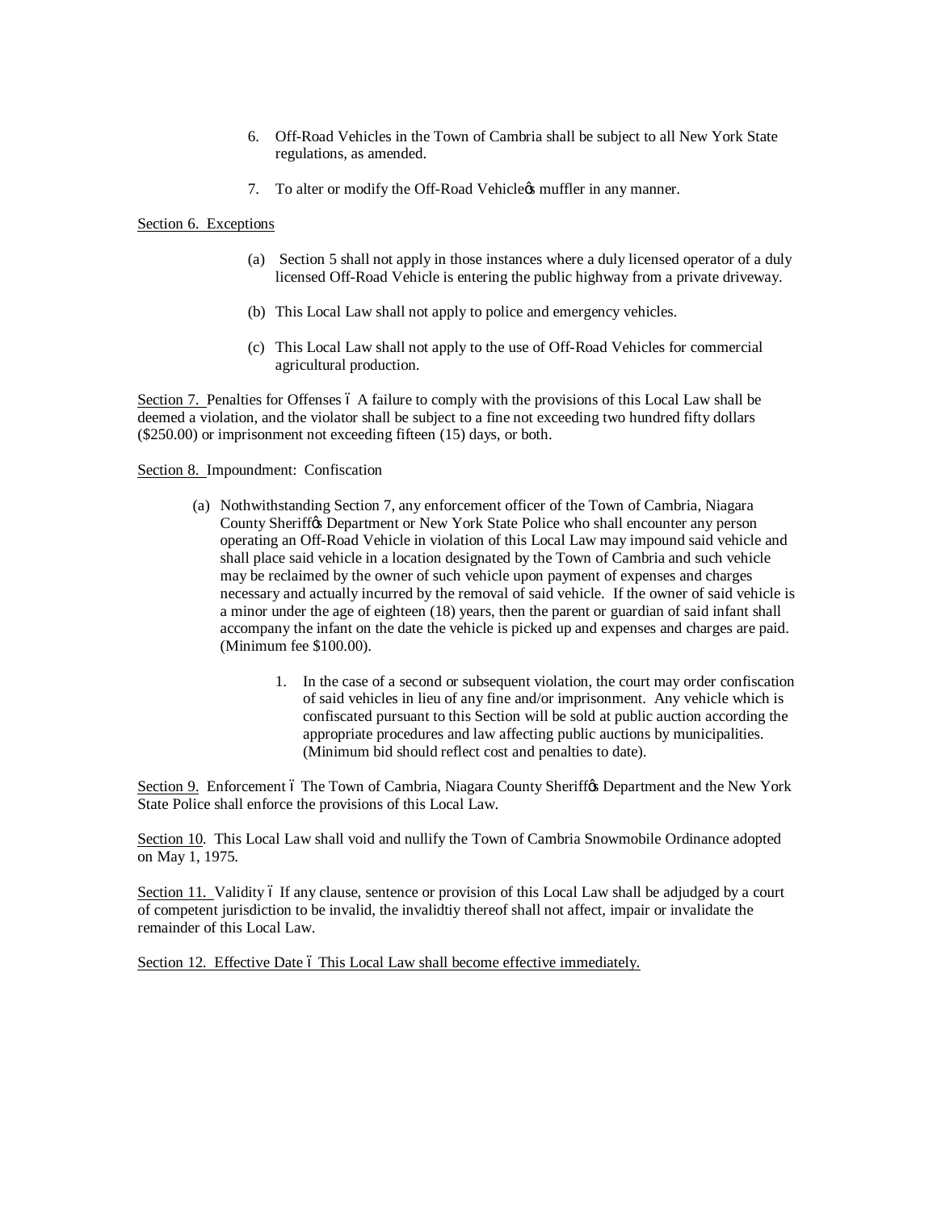6. Off-Road Vehicles in the Town of Cambria shall be subject to all New York State regulations, as amended.

7. To alter or modify the Off-Road Vehicleǿs muffler in any manner.

Section 6. Exceptions

(a) Section 5 shall not apply in those instances where a duly licensed operator of a duly licensed Off-Road Vehicle is entering the public highway from a private driveway.

(b) This Local Law shall not apply to police and emergency vehicles.

(c) This Local Law shall not apply to the use of Off-Road Vehicles for commercial agricultural production.

Section 7. Penalties for Offenses ó A failure to comply with the provisions of this Local Law shall be deemed a violation, and the violator shall be subject to a fine not exceeding two hundred fifty dollars ($250.00) or imprisonment not exceeding fifteen (15) days, or both.

Section 8. Impoundment: Confiscation

(a) Nothwithstanding Section 7, any enforcement officer of the Town of Cambria, Niagara County Sheriffǿs Department or New York State Police who shall encounter any person operating an Off-Road Vehicle in violation of this Local Law may impound said vehicle and shall place said vehicle in a location designated by the Town of Cambria and such vehicle may be reclaimed by the owner of such vehicle upon payment of expenses and charges necessary and actually incurred by the removal of said vehicle. If the owner of said vehicle is a minor under the age of eighteen (18) years, then the parent or guardian of said infant shall accompany the infant on the date the vehicle is picked up and expenses and charges are paid. (Minimum fee $100.00).

1. In the case of a second or subsequent violation, the court may order confiscation of said vehicles in lieu of any fine and/or imprisonment. Any vehicle which is confiscated pursuant to this Section will be sold at public auction according the appropriate procedures and law affecting public auctions by municipalities. (Minimum bid should reflect cost and penalties to date).

Section 9. Enforcement ó The Town of Cambria, Niagara County Sheriffǿs Department and the New York State Police shall enforce the provisions of this Local Law.

Section 10. This Local Law shall void and nullify the Town of Cambria Snowmobile Ordinance adopted on May 1, 1975.

Section 11. Validity ó If any clause, sentence or provision of this Local Law shall be adjudged by a court of competent jurisdiction to be invalid, the invalidtiy thereof shall not affect, impair or invalidate the remainder of this Local Law.

Section 12. Effective Date ó This Local Law shall become effective immediately.